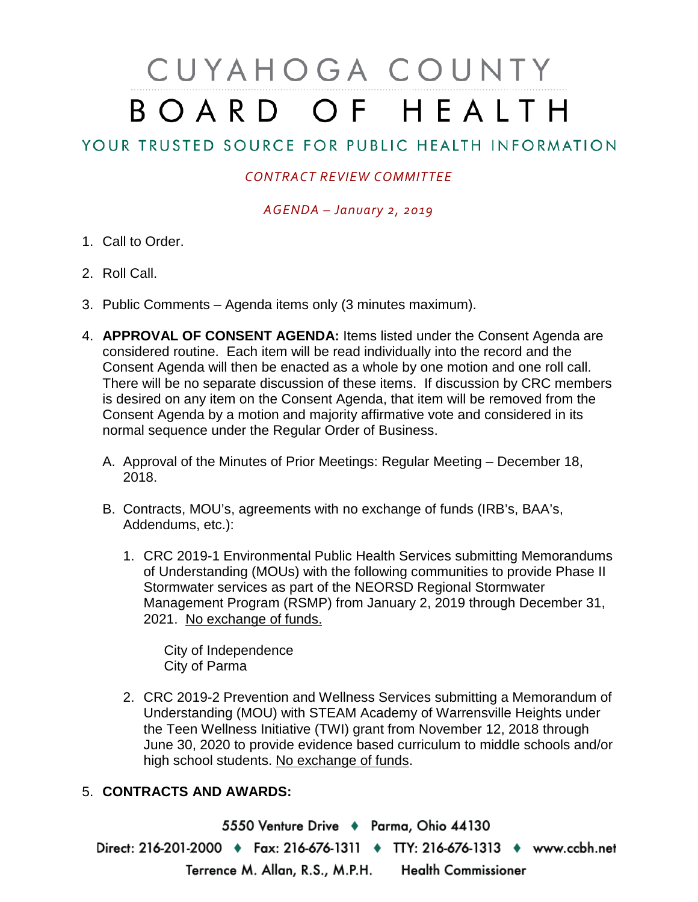# CUYAHOGA COUNTY
# BOARD OF HEALTH

## YOUR TRUSTED SOURCE FOR PUBLIC HEALTH INFORMATION

*CONTRACT REVIEW COMMITTEE*

*AGENDA – January 2, 2019*

1. Call to Order.

2. Roll Call.

3. Public Comments – Agenda items only (3 minutes maximum).

4. **APPROVAL OF CONSENT AGENDA:** Items listed under the Consent Agenda are considered routine. Each item will be read individually into the record and the Consent Agenda will then be enacted as a whole by one motion and one roll call. There will be no separate discussion of these items. If discussion by CRC members is desired on any item on the Consent Agenda, that item will be removed from the Consent Agenda by a motion and majority affirmative vote and considered in its normal sequence under the Regular Order of Business.

   A. Approval of the Minutes of Prior Meetings: Regular Meeting – December 18, 2018.

   B. Contracts, MOU's, agreements with no exchange of funds (IRB's, BAA's, Addendums, etc.):

      1. CRC 2019-1 Environmental Public Health Services submitting Memorandums of Understanding (MOUs) with the following communities to provide Phase II Stormwater services as part of the NEORSD Regional Stormwater Management Program (RSMP) from January 2, 2019 through December 31, 2021. No exchange of funds.

         City of Independence
         City of Parma

      2. CRC 2019-2 Prevention and Wellness Services submitting a Memorandum of Understanding (MOU) with STEAM Academy of Warrensville Heights under the Teen Wellness Initiative (TWI) grant from November 12, 2018 through June 30, 2020 to provide evidence based curriculum to middle schools and/or high school students. No exchange of funds.

5. **CONTRACTS AND AWARDS:**

5550 Venture Drive ♦ Parma, Ohio 44130
Direct: 216-201-2000 ♦ Fax: 216-676-1311 ♦ TTY: 216-676-1313 ♦ www.ccbh.net
Terrence M. Allan, R.S., M.P.H. Health Commissioner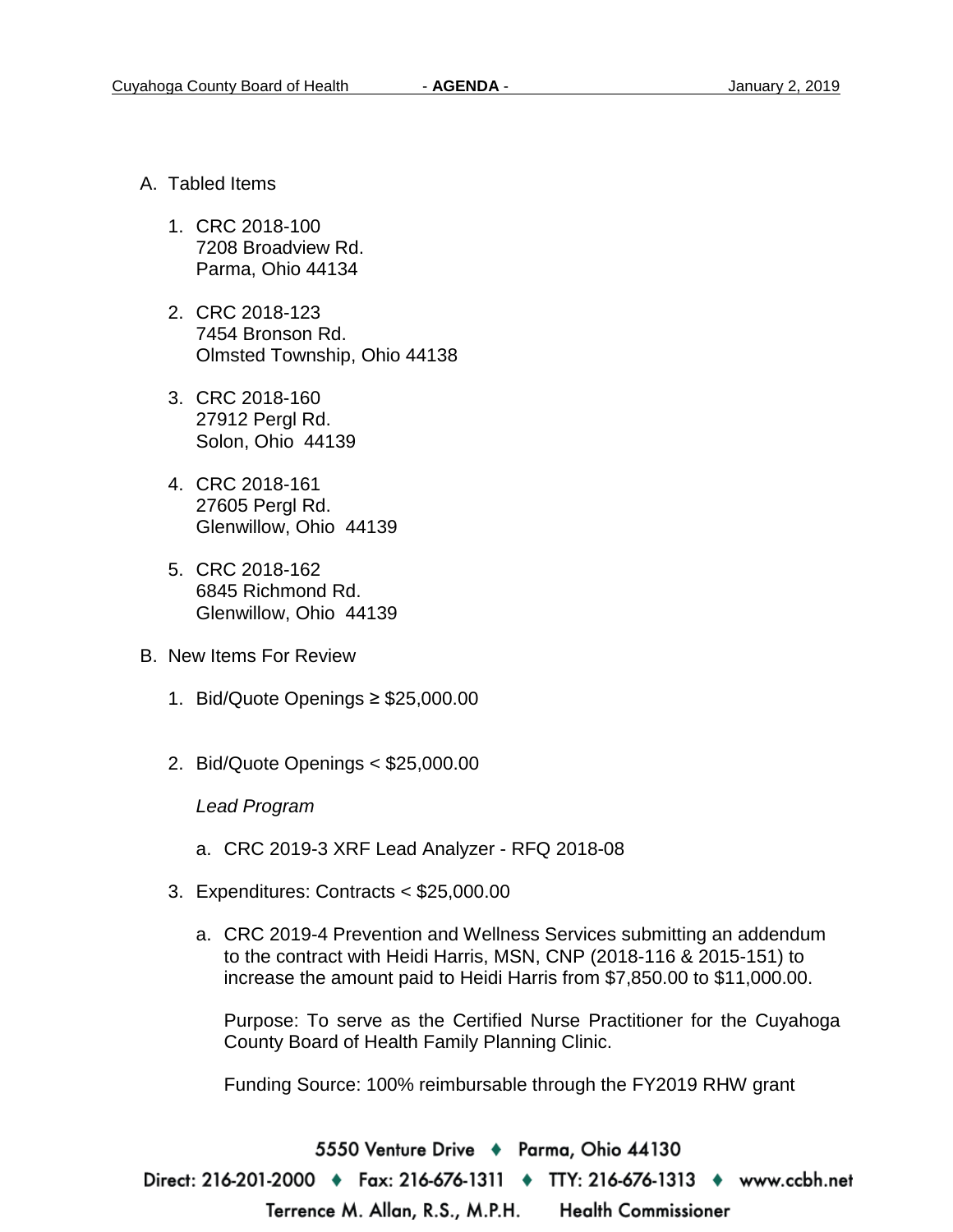A. Tabled Items

1. CRC 2018-100
   7208 Broadview Rd.
   Parma, Ohio 44134

2. CRC 2018-123
   7454 Bronson Rd.
   Olmsted Township, Ohio 44138

3. CRC 2018-160
   27912 Pergl Rd.
   Solon, Ohio 44139

4. CRC 2018-161
   27605 Pergl Rd.
   Glenwillow, Ohio 44139

5. CRC 2018-162
   6845 Richmond Rd.
   Glenwillow, Ohio 44139

B. New Items For Review

1. Bid/Quote Openings ≥ $25,000.00

2. Bid/Quote Openings < $25,000.00

   *Lead Program*

   a. CRC 2019-3 XRF Lead Analyzer - RFQ 2018-08

3. Expenditures: Contracts < $25,000.00

   a. CRC 2019-4 Prevention and Wellness Services submitting an addendum to the contract with Heidi Harris, MSN, CNP (2018-116 & 2015-151) to increase the amount paid to Heidi Harris from $7,850.00 to $11,000.00.

      Purpose: To serve as the Certified Nurse Practitioner for the Cuyahoga County Board of Health Family Planning Clinic.

      Funding Source: 100% reimbursable through the FY2019 RHW grant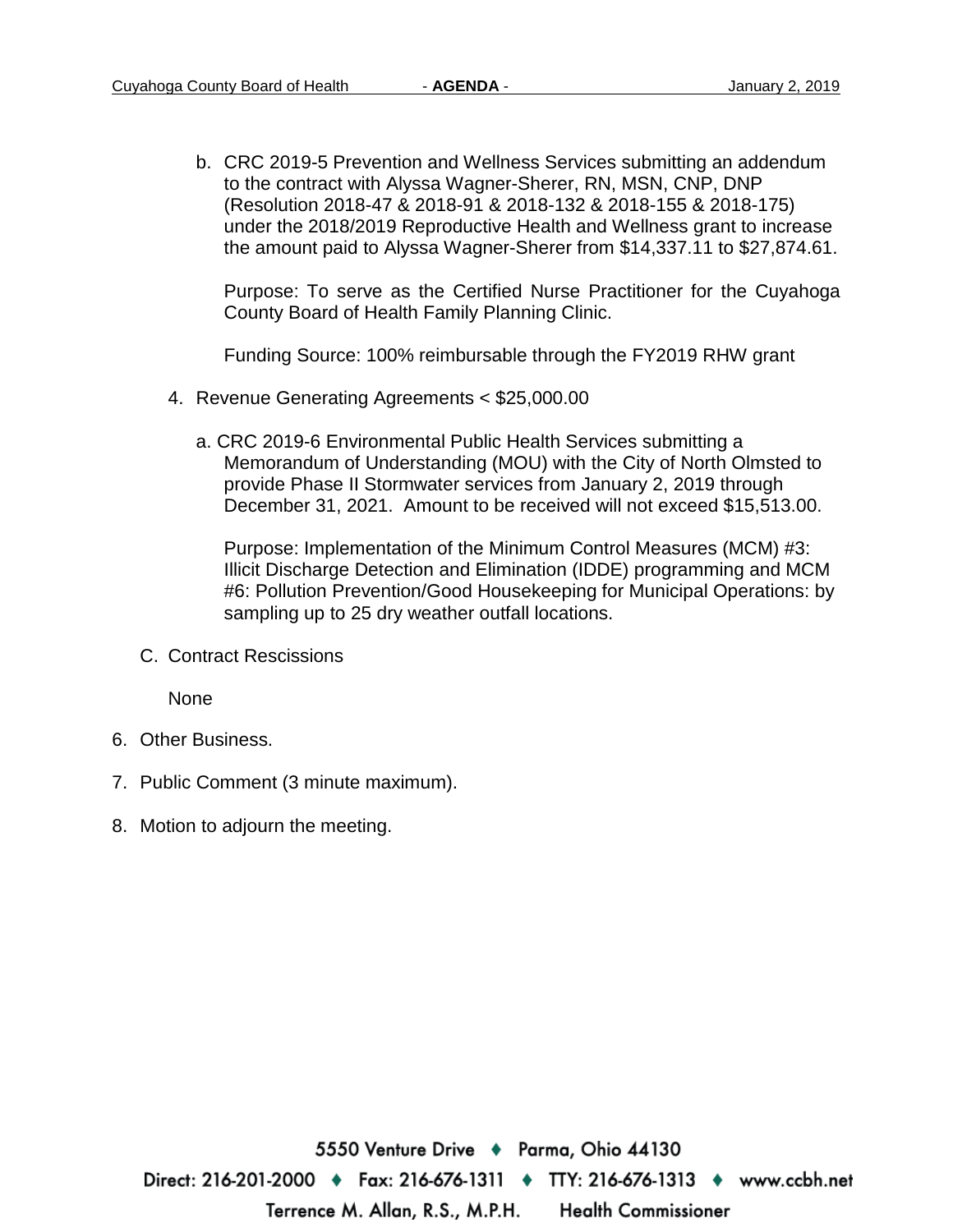b. CRC 2019-5 Prevention and Wellness Services submitting an addendum to the contract with Alyssa Wagner-Sherer, RN, MSN, CNP, DNP (Resolution 2018-47 & 2018-91 & 2018-132 & 2018-155 & 2018-175) under the 2018/2019 Reproductive Health and Wellness grant to increase the amount paid to Alyssa Wagner-Sherer from $14,337.11 to $27,874.61.

   Purpose: To serve as the Certified Nurse Practitioner for the Cuyahoga County Board of Health Family Planning Clinic.

   Funding Source: 100% reimbursable through the FY2019 RHW grant

4. Revenue Generating Agreements < $25,000.00

   a. CRC 2019-6 Environmental Public Health Services submitting a Memorandum of Understanding (MOU) with the City of North Olmsted to provide Phase II Stormwater services from January 2, 2019 through December 31, 2021. Amount to be received will not exceed $15,513.00.

      Purpose: Implementation of the Minimum Control Measures (MCM) #3: Illicit Discharge Detection and Elimination (IDDE) programming and MCM #6: Pollution Prevention/Good Housekeeping for Municipal Operations: by sampling up to 25 dry weather outfall locations.

C. Contract Rescissions

   None

6. Other Business.

7. Public Comment (3 minute maximum).

8. Motion to adjourn the meeting.